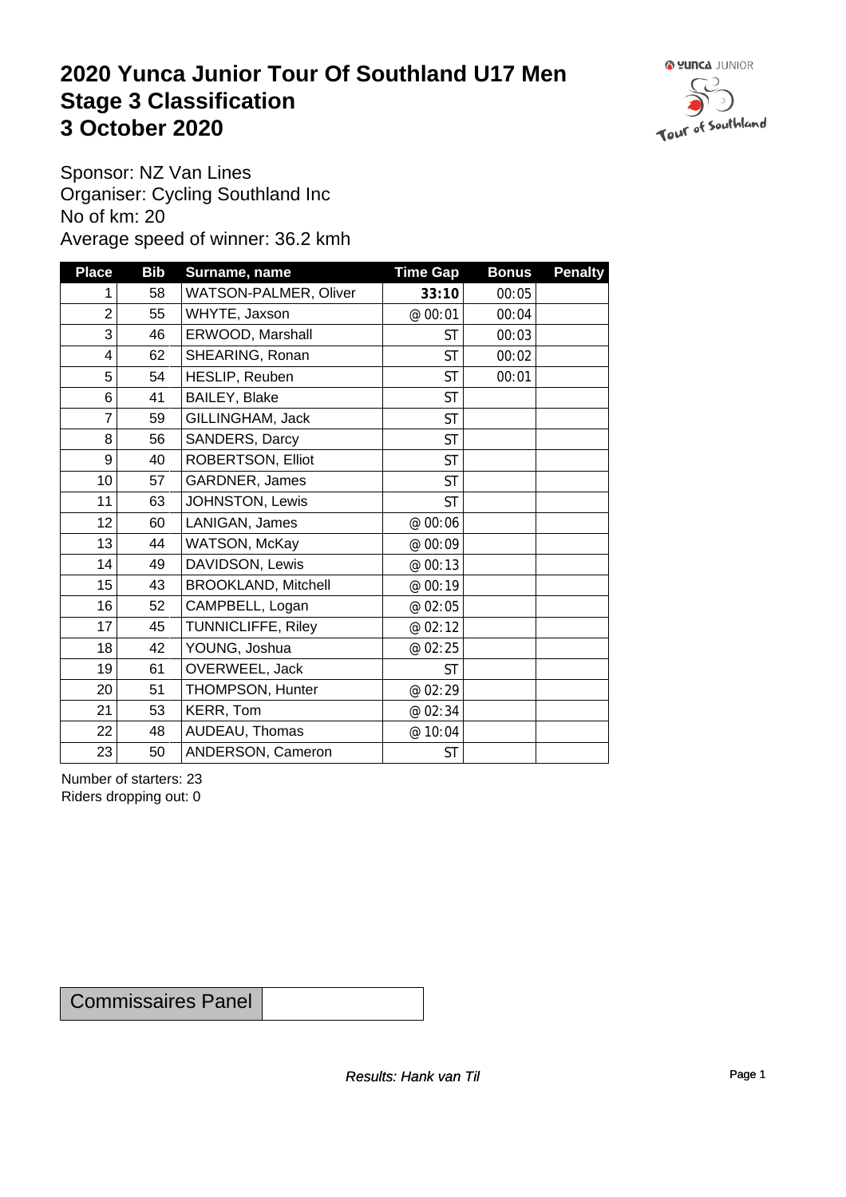# 2020 Yunca Junior Tour Of Southland U17 Men
# Stage 3 Classification
# 3 October 2020

Sponsor: NZ Van Lines
Organiser: Cycling Southland Inc
No of km: 20
Average speed of winner: 36.2 kmh

| Place | Bib | Surname, name | Time Gap | Bonus | Penalty |
|---|---|---|---|---|---|
| 1 | 58 | WATSON-PALMER, Oliver | **33:10** | 00:05 | |
| 2 | 55 | WHYTE, Jaxson | @ 00:01 | 00:04 | |
| 3 | 46 | ERWOOD, Marshall | ST | 00:03 | |
| 4 | 62 | SHEARING, Ronan | ST | 00:02 | |
| 5 | 54 | HESLIP, Reuben | ST | 00:01 | |
| 6 | 41 | BAILEY, Blake | ST | | |
| 7 | 59 | GILLINGHAM, Jack | ST | | |
| 8 | 56 | SANDERS, Darcy | ST | | |
| 9 | 40 | ROBERTSON, Elliot | ST | | |
| 10 | 57 | GARDNER, James | ST | | |
| 11 | 63 | JOHNSTON, Lewis | ST | | |
| 12 | 60 | LANIGAN, James | @ 00:06 | | |
| 13 | 44 | WATSON, McKay | @ 00:09 | | |
| 14 | 49 | DAVIDSON, Lewis | @ 00:13 | | |
| 15 | 43 | BROOKLAND, Mitchell | @ 00:19 | | |
| 16 | 52 | CAMPBELL, Logan | @ 02:05 | | |
| 17 | 45 | TUNNICLIFFE, Riley | @ 02:12 | | |
| 18 | 42 | YOUNG, Joshua | @ 02:25 | | |
| 19 | 61 | OVERWEEL, Jack | ST | | |
| 20 | 51 | THOMPSON, Hunter | @ 02:29 | | |
| 21 | 53 | KERR, Tom | @ 02:34 | | |
| 22 | 48 | AUDEAU, Thomas | @ 10:04 | | |
| 23 | 50 | ANDERSON, Cameron | ST | | |

Number of starters: 23
Riders dropping out: 0

| Commissaires Panel | |
|---|---|

*Results: Hank van Til*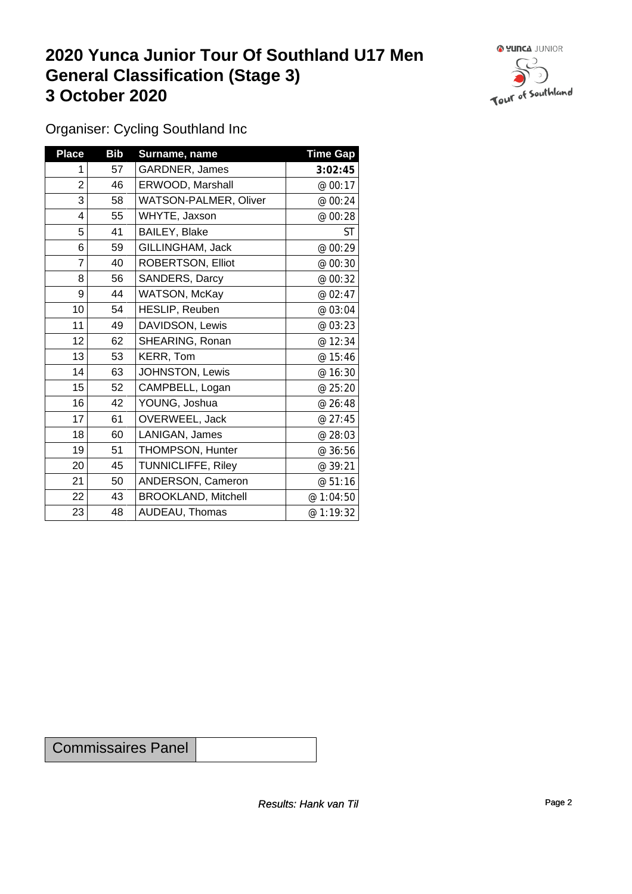# 2020 Yunca Junior Tour Of Southland U17 Men
# General Classification (Stage 3)
# 3 October 2020

Organiser: Cycling Southland Inc

| Place | Bib | Surname, name | Time Gap |
|---|---|---|---|
| 1 | 57 | GARDNER, James | **3:02:45** |
| 2 | 46 | ERWOOD, Marshall | @ 00:17 |
| 3 | 58 | WATSON-PALMER, Oliver | @ 00:24 |
| 4 | 55 | WHYTE, Jaxson | @ 00:28 |
| 5 | 41 | BAILEY, Blake | ST |
| 6 | 59 | GILLINGHAM, Jack | @ 00:29 |
| 7 | 40 | ROBERTSON, Elliot | @ 00:30 |
| 8 | 56 | SANDERS, Darcy | @ 00:32 |
| 9 | 44 | WATSON, McKay | @ 02:47 |
| 10 | 54 | HESLIP, Reuben | @ 03:04 |
| 11 | 49 | DAVIDSON, Lewis | @ 03:23 |
| 12 | 62 | SHEARING, Ronan | @ 12:34 |
| 13 | 53 | KERR, Tom | @ 15:46 |
| 14 | 63 | JOHNSTON, Lewis | @ 16:30 |
| 15 | 52 | CAMPBELL, Logan | @ 25:20 |
| 16 | 42 | YOUNG, Joshua | @ 26:48 |
| 17 | 61 | OVERWEEL, Jack | @ 27:45 |
| 18 | 60 | LANIGAN, James | @ 28:03 |
| 19 | 51 | THOMPSON, Hunter | @ 36:56 |
| 20 | 45 | TUNNICLIFFE, Riley | @ 39:21 |
| 21 | 50 | ANDERSON, Cameron | @ 51:16 |
| 22 | 43 | BROOKLAND, Mitchell | @ 1:04:50 |
| 23 | 48 | AUDEAU, Thomas | @ 1:19:32 |

| Commissaires Panel | |
|---|---|

*Results: Hank van Til*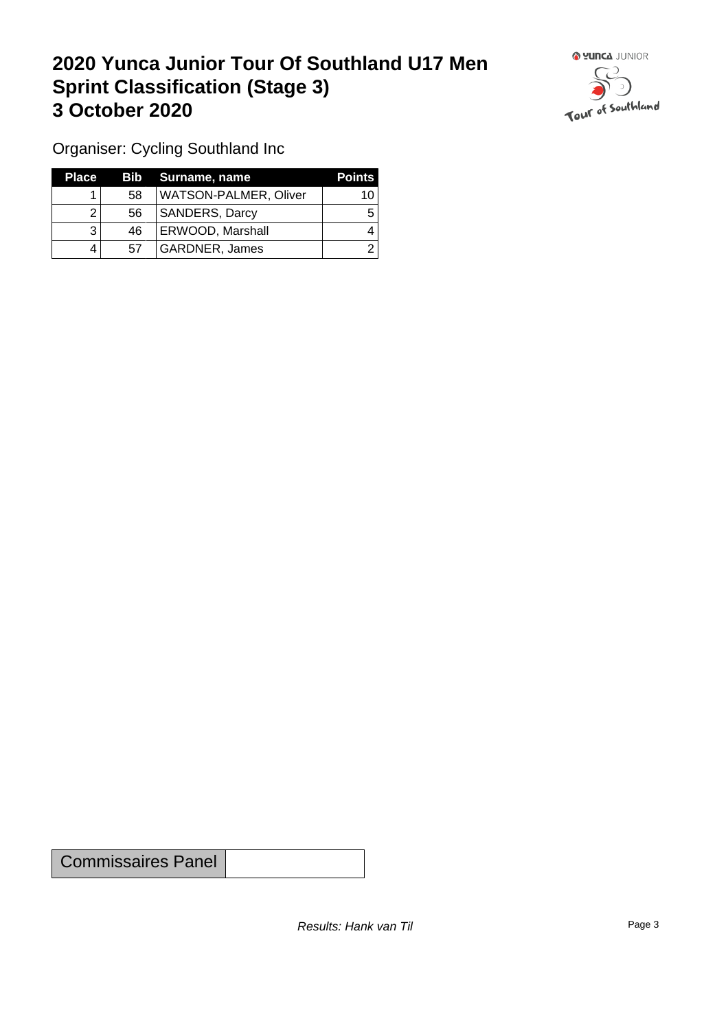# 2020 Yunca Junior Tour Of Southland U17 Men
# Sprint Classification (Stage 3)
# 3 October 2020

Organiser: Cycling Southland Inc

| Place | Bib | Surname, name | Points |
|---|---|---|---|
| 1 | 58 | WATSON-PALMER, Oliver | 10 |
| 2 | 56 | SANDERS, Darcy | 5 |
| 3 | 46 | ERWOOD, Marshall | 4 |
| 4 | 57 | GARDNER, James | 2 |

| Commissaires Panel | |
|---|---|

*Results: Hank van Til*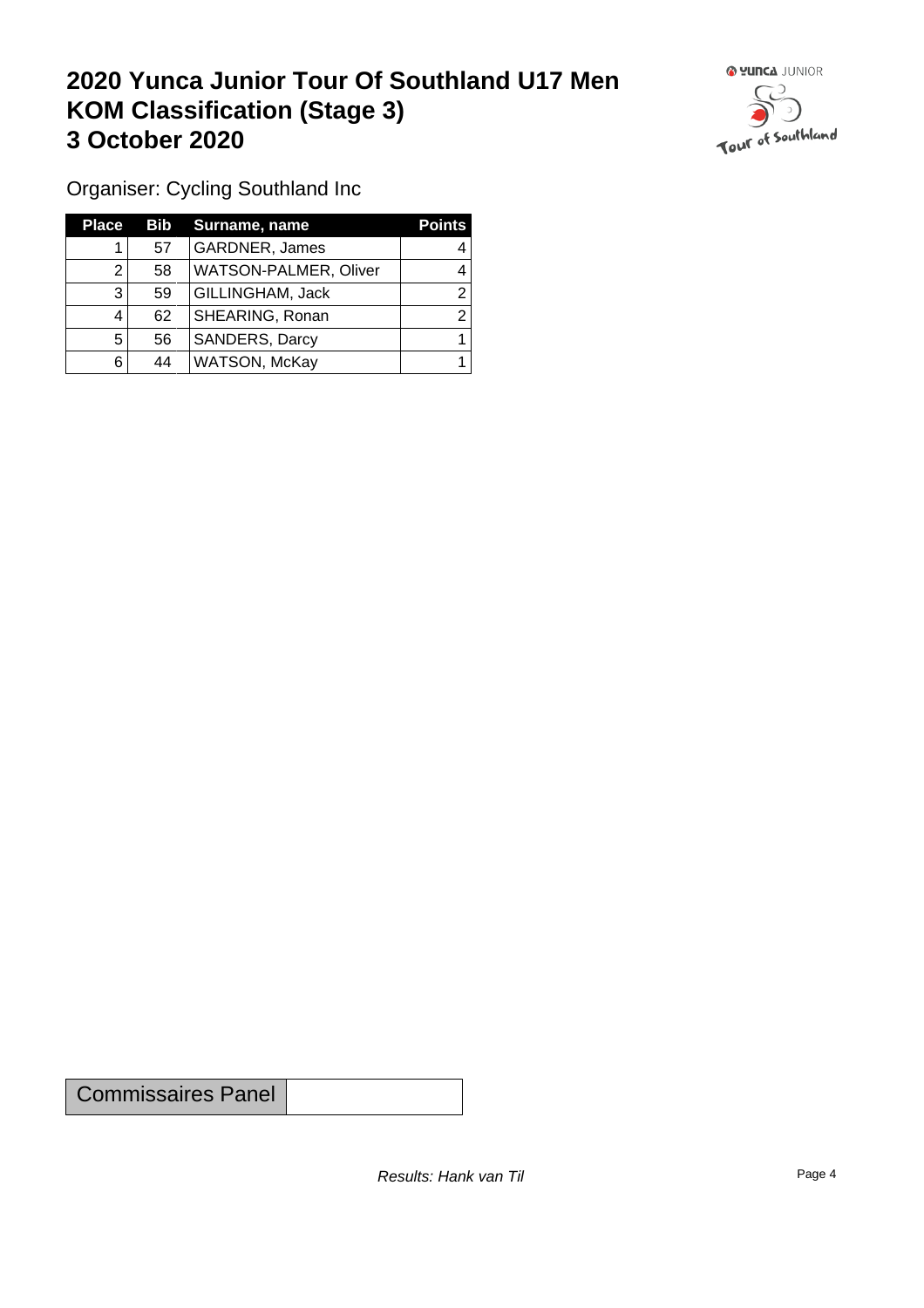# 2020 Yunca Junior Tour Of Southland U17 Men
# KOM Classification (Stage 3)
# 3 October 2020

Organiser: Cycling Southland Inc

| Place | Bib | Surname, name | Points |
|---|---|---|---|
| 1 | 57 | GARDNER, James | 4 |
| 2 | 58 | WATSON-PALMER, Oliver | 4 |
| 3 | 59 | GILLINGHAM, Jack | 2 |
| 4 | 62 | SHEARING, Ronan | 2 |
| 5 | 56 | SANDERS, Darcy | 1 |
| 6 | 44 | WATSON, McKay | 1 |

| Commissaires Panel | |
|---|---|

*Results: Hank van Til*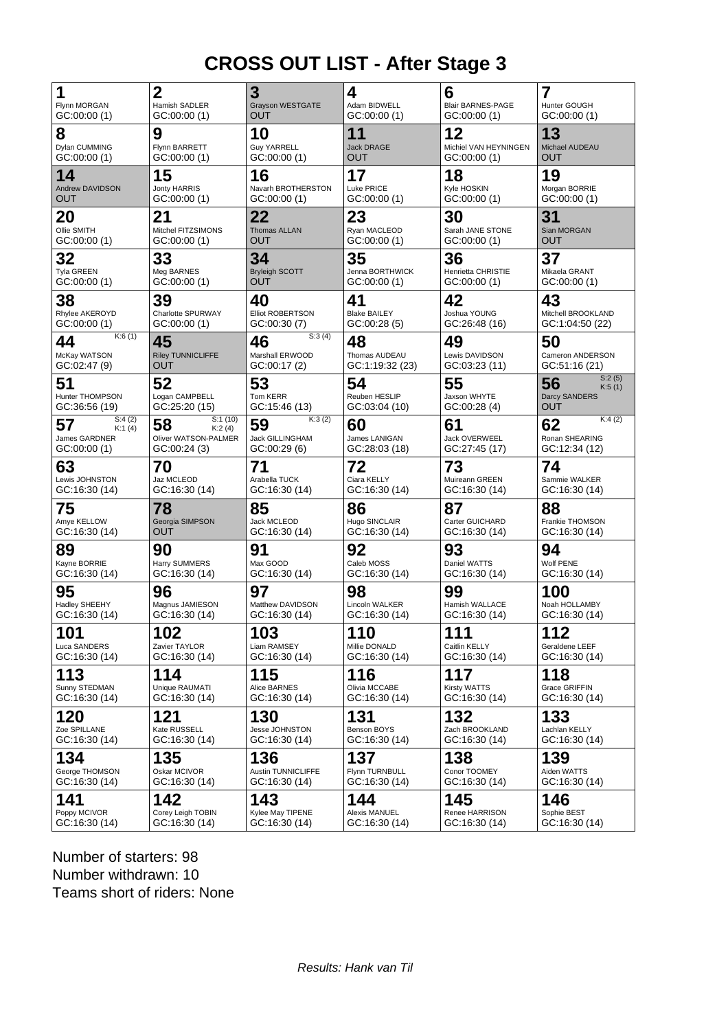# CROSS OUT LIST - After Stage 3

| | | | | | |
|---|---|---|---|---|---|
| **1**<br>Flynn MORGAN<br>GC:00:00 (1) | **2**<br>Hamish SADLER<br>GC:00:00 (1) | **3**<br>Grayson WESTGATE<br>OUT | **4**<br>Adam BIDWELL<br>GC:00:00 (1) | **6**<br>Blair BARNES-PAGE<br>GC:00:00 (1) | **7**<br>Hunter GOUGH<br>GC:00:00 (1) |
| **8**<br>Dylan CUMMING<br>GC:00:00 (1) | **9**<br>Flynn BARRETT<br>GC:00:00 (1) | **10**<br>Guy YARRELL<br>GC:00:00 (1) | **11**<br>Jack DRAGE<br>OUT | **12**<br>Michiel VAN HEYNINGEN<br>GC:00:00 (1) | **13**<br>Michael AUDEAU<br>OUT |
| **14**<br>Andrew DAVIDSON<br>OUT | **15**<br>Jonty HARRIS<br>GC:00:00 (1) | **16**<br>Navarh BROTHERSTON<br>GC:00:00 (1) | **17**<br>Luke PRICE<br>GC:00:00 (1) | **18**<br>Kyle HOSKIN<br>GC:00:00 (1) | **19**<br>Morgan BORRIE<br>GC:00:00 (1) |
| **20**<br>Ollie SMITH<br>GC:00:00 (1) | **21**<br>Mitchel FITZSIMONS<br>GC:00:00 (1) | **22**<br>Thomas ALLAN<br>OUT | **23**<br>Ryan MACLEOD<br>GC:00:00 (1) | **30**<br>Sarah JANE STONE<br>GC:00:00 (1) | **31**<br>Sian MORGAN<br>OUT |
| **32**<br>Tyla GREEN<br>GC:00:00 (1) | **33**<br>Meg BARNES<br>GC:00:00 (1) | **34**<br>Bryleigh SCOTT<br>OUT | **35**<br>Jenna BORTHWICK<br>GC:00:00 (1) | **36**<br>Henrietta CHRISTIE<br>GC:00:00 (1) | **37**<br>Mikaela GRANT<br>GC:00:00 (1) |
| **38**<br>Rhylee AKEROYD<br>GC:00:00 (1) | **39**<br>Charlotte SPURWAY<br>GC:00:00 (1) | **40**<br>Elliot ROBERTSON<br>GC:00:30 (7) | **41**<br>Blake BAILEY<br>GC:00:28 (5) | **42**<br>Joshua YOUNG<br>GC:26:48 (16) | **43**<br>Mitchell BROOKLAND<br>GC:1:04:50 (22) |
| **44** K:6 (1)<br>McKay WATSON<br>GC:02:47 (9) | **45**<br>Riley TUNNICLIFFE<br>OUT | **46** S:3 (4)<br>Marshall ERWOOD<br>GC:00:17 (2) | **48**<br>Thomas AUDEAU<br>GC:1:19:32 (23) | **49**<br>Lewis DAVIDSON<br>GC:03:23 (11) | **50**<br>Cameron ANDERSON<br>GC:51:16 (21) |
| **51**<br>Hunter THOMPSON<br>GC:36:56 (19) | **52**<br>Logan CAMPBELL<br>GC:25:20 (15) | **53**<br>Tom KERR<br>GC:15:46 (13) | **54**<br>Reuben HESLIP<br>GC:03:04 (10) | **55**<br>Jaxson WHYTE<br>GC:00:28 (4) | **56** S:2 (5) K:5 (1)<br>Darcy SANDERS<br>OUT |
| **57** S:4 (2) K:1 (4)<br>James GARDNER<br>GC:00:00 (1) | **58** S:1 (10) K:2 (4)<br>Oliver WATSON-PALMER<br>GC:00:24 (3) | **59** K:3 (2)<br>Jack GILLINGHAM<br>GC:00:29 (6) | **60**<br>James LANIGAN<br>GC:28:03 (18) | **61**<br>Jack OVERWEEL<br>GC:27:45 (17) | **62** K:4 (2)<br>Ronan SHEARING<br>GC:12:34 (12) |
| **63**<br>Lewis JOHNSTON<br>GC:16:30 (14) | **70**<br>Jaz MCLEOD<br>GC:16:30 (14) | **71**<br>Arabella TUCK<br>GC:16:30 (14) | **72**<br>Ciara KELLY<br>GC:16:30 (14) | **73**<br>Muireann GREEN<br>GC:16:30 (14) | **74**<br>Sammie WALKER<br>GC:16:30 (14) |
| **75**<br>Amye KELLOW<br>GC:16:30 (14) | **78**<br>Georgia SIMPSON<br>OUT | **85**<br>Jack MCLEOD<br>GC:16:30 (14) | **86**<br>Hugo SINCLAIR<br>GC:16:30 (14) | **87**<br>Carter GUICHARD<br>GC:16:30 (14) | **88**<br>Frankie THOMSON<br>GC:16:30 (14) |
| **89**<br>Kayne BORRIE<br>GC:16:30 (14) | **90**<br>Harry SUMMERS<br>GC:16:30 (14) | **91**<br>Max GOOD<br>GC:16:30 (14) | **92**<br>Caleb MOSS<br>GC:16:30 (14) | **93**<br>Daniel WATTS<br>GC:16:30 (14) | **94**<br>Wolf PENE<br>GC:16:30 (14) |
| **95**<br>Hadley SHEEHY<br>GC:16:30 (14) | **96**<br>Magnus JAMIESON<br>GC:16:30 (14) | **97**<br>Matthew DAVIDSON<br>GC:16:30 (14) | **98**<br>Lincoln WALKER<br>GC:16:30 (14) | **99**<br>Hamish WALLACE<br>GC:16:30 (14) | **100**<br>Noah HOLLAMBY<br>GC:16:30 (14) |
| **101**<br>Luca SANDERS<br>GC:16:30 (14) | **102**<br>Zavier TAYLOR<br>GC:16:30 (14) | **103**<br>Liam RAMSEY<br>GC:16:30 (14) | **110**<br>Millie DONALD<br>GC:16:30 (14) | **111**<br>Caitlin KELLY<br>GC:16:30 (14) | **112**<br>Geraldene LEEF<br>GC:16:30 (14) |
| **113**<br>Sunny STEDMAN<br>GC:16:30 (14) | **114**<br>Unique RAUMATI<br>GC:16:30 (14) | **115**<br>Alice BARNES<br>GC:16:30 (14) | **116**<br>Olivia MCCABE<br>GC:16:30 (14) | **117**<br>Kirsty WATTS<br>GC:16:30 (14) | **118**<br>Grace GRIFFIN<br>GC:16:30 (14) |
| **120**<br>Zoe SPILLANE<br>GC:16:30 (14) | **121**<br>Kate RUSSELL<br>GC:16:30 (14) | **130**<br>Jesse JOHNSTON<br>GC:16:30 (14) | **131**<br>Benson BOYS<br>GC:16:30 (14) | **132**<br>Zach BROOKLAND<br>GC:16:30 (14) | **133**<br>Lachlan KELLY<br>GC:16:30 (14) |
| **134**<br>George THOMSON<br>GC:16:30 (14) | **135**<br>Oskar MCIVOR<br>GC:16:30 (14) | **136**<br>Austin TUNNICLIFFE<br>GC:16:30 (14) | **137**<br>Flynn TURNBULL<br>GC:16:30 (14) | **138**<br>Conor TOOMEY<br>GC:16:30 (14) | **139**<br>Aiden WATTS<br>GC:16:30 (14) |
| **141**<br>Poppy MCIVOR<br>GC:16:30 (14) | **142**<br>Corey Leigh TOBIN<br>GC:16:30 (14) | **143**<br>Kylee May TIPENE<br>GC:16:30 (14) | **144**<br>Alexis MANUEL<br>GC:16:30 (14) | **145**<br>Renee HARRISON<br>GC:16:30 (14) | **146**<br>Sophie BEST<br>GC:16:30 (14) |

Number of starters: 98
Number withdrawn: 10
Teams short of riders: None

*Results: Hank van Til*